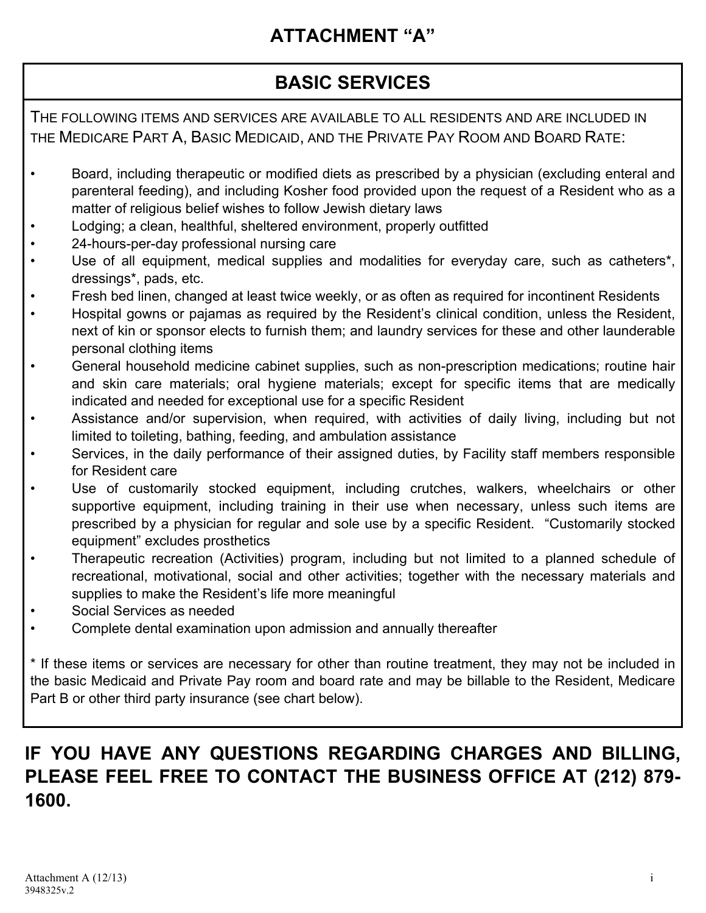# ATTACHMENT "A"

## BASIC SERVICES

THE FOLLOWING ITEMS AND SERVICES ARE AVAILABLE TO ALL RESIDENTS AND ARE INCLUDED IN THE MEDICARE PART A, BASIC MEDICAID, AND THE PRIVATE PAY ROOM AND BOARD RATE:

- Board, including therapeutic or modified diets as prescribed by a physician (excluding enteral and parenteral feeding), and including Kosher food provided upon the request of a Resident who as a matter of religious belief wishes to follow Jewish dietary laws
- Lodging; a clean, healthful, sheltered environment, properly outfitted
- 24-hours-per-day professional nursing care
- Use of all equipment, medical supplies and modalities for everyday care, such as catheters*, dressings*, pads, etc.
- Fresh bed linen, changed at least twice weekly, or as often as required for incontinent Residents
- Hospital gowns or pajamas as required by the Resident's clinical condition, unless the Resident, next of kin or sponsor elects to furnish them; and laundry services for these and other launderable personal clothing items
- General household medicine cabinet supplies, such as non-prescription medications; routine hair and skin care materials; oral hygiene materials; except for specific items that are medically indicated and needed for exceptional use for a specific Resident
- Assistance and/or supervision, when required, with activities of daily living, including but not limited to toileting, bathing, feeding, and ambulation assistance
- Services, in the daily performance of their assigned duties, by Facility staff members responsible for Resident care
- Use of customarily stocked equipment, including crutches, walkers, wheelchairs or other supportive equipment, including training in their use when necessary, unless such items are prescribed by a physician for regular and sole use by a specific Resident. "Customarily stocked equipment" excludes prosthetics
- Therapeutic recreation (Activities) program, including but not limited to a planned schedule of recreational, motivational, social and other activities; together with the necessary materials and supplies to make the Resident's life more meaningful
- Social Services as needed
- Complete dental examination upon admission and annually thereafter

* If these items or services are necessary for other than routine treatment, they may not be included in the basic Medicaid and Private Pay room and board rate and may be billable to the Resident, Medicare Part B or other third party insurance (see chart below).

**IF YOU HAVE ANY QUESTIONS REGARDING CHARGES AND BILLING, PLEASE FEEL FREE TO CONTACT THE BUSINESS OFFICE AT (212) 879-1600.**

Attachment A (12/13)
3948325v.2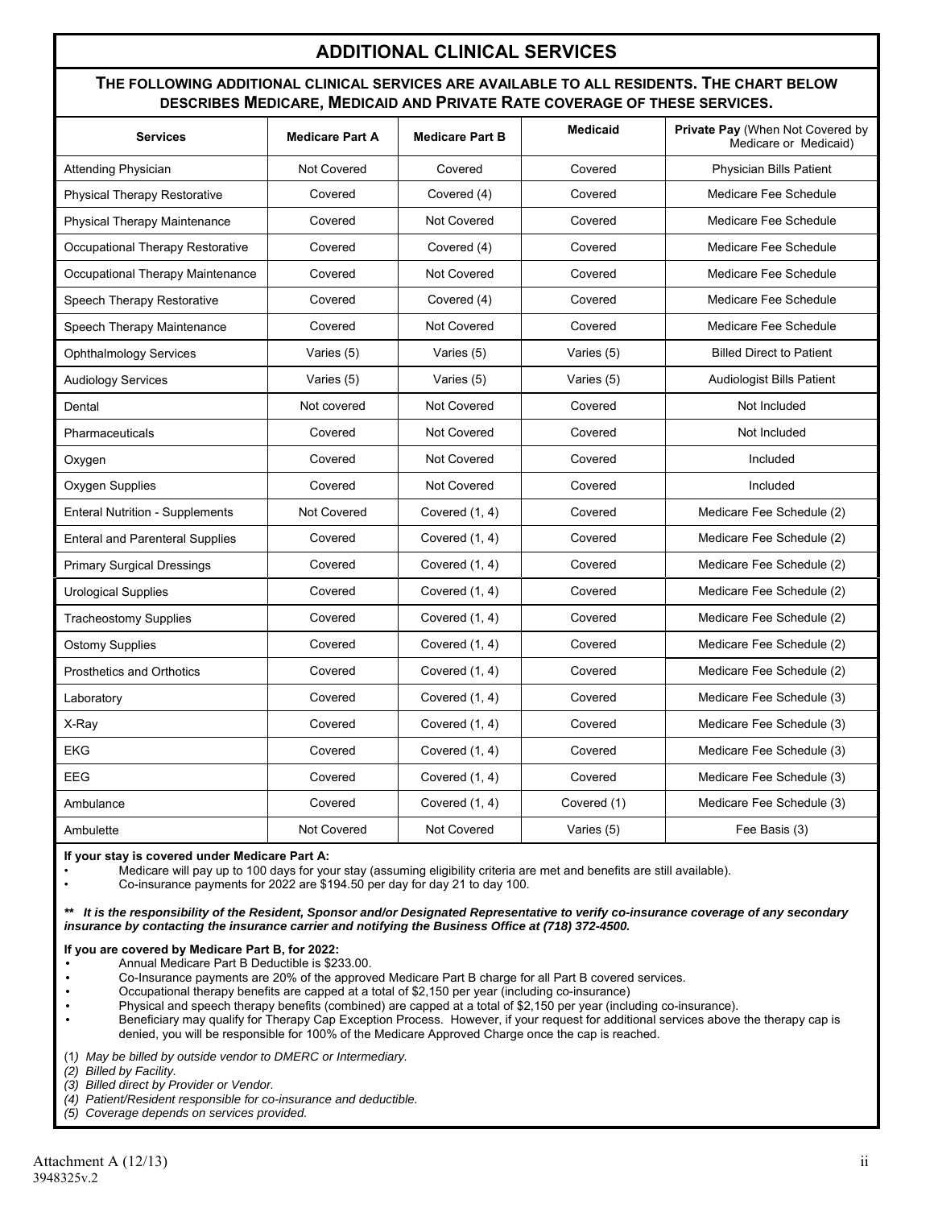## ADDITIONAL CLINICAL SERVICES

**THE FOLLOWING ADDITIONAL CLINICAL SERVICES ARE AVAILABLE TO ALL RESIDENTS. THE CHART BELOW DESCRIBES MEDICARE, MEDICAID AND PRIVATE RATE COVERAGE OF THESE SERVICES.**

| Services | Medicare Part A | Medicare Part B | Medicaid | Private Pay (When Not Covered by Medicare or Medicaid) |
|---|---|---|---|---|
| Attending Physician | Not Covered | Covered | Covered | Physician Bills Patient |
| Physical Therapy Restorative | Covered | Covered (4) | Covered | Medicare Fee Schedule |
| Physical Therapy Maintenance | Covered | Not Covered | Covered | Medicare Fee Schedule |
| Occupational Therapy Restorative | Covered | Covered (4) | Covered | Medicare Fee Schedule |
| Occupational Therapy Maintenance | Covered | Not Covered | Covered | Medicare Fee Schedule |
| Speech Therapy Restorative | Covered | Covered (4) | Covered | Medicare Fee Schedule |
| Speech Therapy Maintenance | Covered | Not Covered | Covered | Medicare Fee Schedule |
| Ophthalmology Services | Varies (5) | Varies (5) | Varies (5) | Billed Direct to Patient |
| Audiology Services | Varies (5) | Varies (5) | Varies (5) | Audiologist Bills Patient |
| Dental | Not covered | Not Covered | Covered | Not Included |
| Pharmaceuticals | Covered | Not Covered | Covered | Not Included |
| Oxygen | Covered | Not Covered | Covered | Included |
| Oxygen Supplies | Covered | Not Covered | Covered | Included |
| Enteral Nutrition - Supplements | Not Covered | Covered (1, 4) | Covered | Medicare Fee Schedule (2) |
| Enteral and Parenteral Supplies | Covered | Covered (1, 4) | Covered | Medicare Fee Schedule (2) |
| Primary Surgical Dressings | Covered | Covered (1, 4) | Covered | Medicare Fee Schedule (2) |
| Urological Supplies | Covered | Covered (1, 4) | Covered | Medicare Fee Schedule (2) |
| Tracheostomy Supplies | Covered | Covered (1, 4) | Covered | Medicare Fee Schedule (2) |
| Ostomy Supplies | Covered | Covered (1, 4) | Covered | Medicare Fee Schedule (2) |
| Prosthetics and Orthotics | Covered | Covered (1, 4) | Covered | Medicare Fee Schedule (2) |
| Laboratory | Covered | Covered (1, 4) | Covered | Medicare Fee Schedule (3) |
| X-Ray | Covered | Covered (1, 4) | Covered | Medicare Fee Schedule (3) |
| EKG | Covered | Covered (1, 4) | Covered | Medicare Fee Schedule (3) |
| EEG | Covered | Covered (1, 4) | Covered | Medicare Fee Schedule (3) |
| Ambulance | Covered | Covered (1, 4) | Covered (1) | Medicare Fee Schedule (3) |
| Ambulette | Not Covered | Not Covered | Varies (5) | Fee Basis (3) |

**If your stay is covered under Medicare Part A:**

- Medicare will pay up to 100 days for your stay (assuming eligibility criteria are met and benefits are still available).
- Co-insurance payments for 2022 are $194.50 per day for day 21 to day 100.

***\*\* It is the responsibility of the Resident, Sponsor and/or Designated Representative to verify co-insurance coverage of any secondary insurance by contacting the insurance carrier and notifying the Business Office at (718) 372-4500.***

**If you are covered by Medicare Part B, for 2022:**

- Annual Medicare Part B Deductible is $233.00.
- Co-Insurance payments are 20% of the approved Medicare Part B charge for all Part B covered services.
- Occupational therapy benefits are capped at a total of $2,150 per year (including co-insurance)
- Physical and speech therapy benefits (combined) are capped at a total of $2,150 per year (including co-insurance).
- Beneficiary may qualify for Therapy Cap Exception Process. However, if your request for additional services above the therapy cap is denied, you will be responsible for 100% of the Medicare Approved Charge once the cap is reached.

(1) *May be billed by outside vendor to DMERC or Intermediary.*
*(2) Billed by Facility.*
*(3) Billed direct by Provider or Vendor.*
*(4) Patient/Resident responsible for co-insurance and deductible.*
*(5) Coverage depends on services provided.*

Attachment A (12/13)
3948325v.2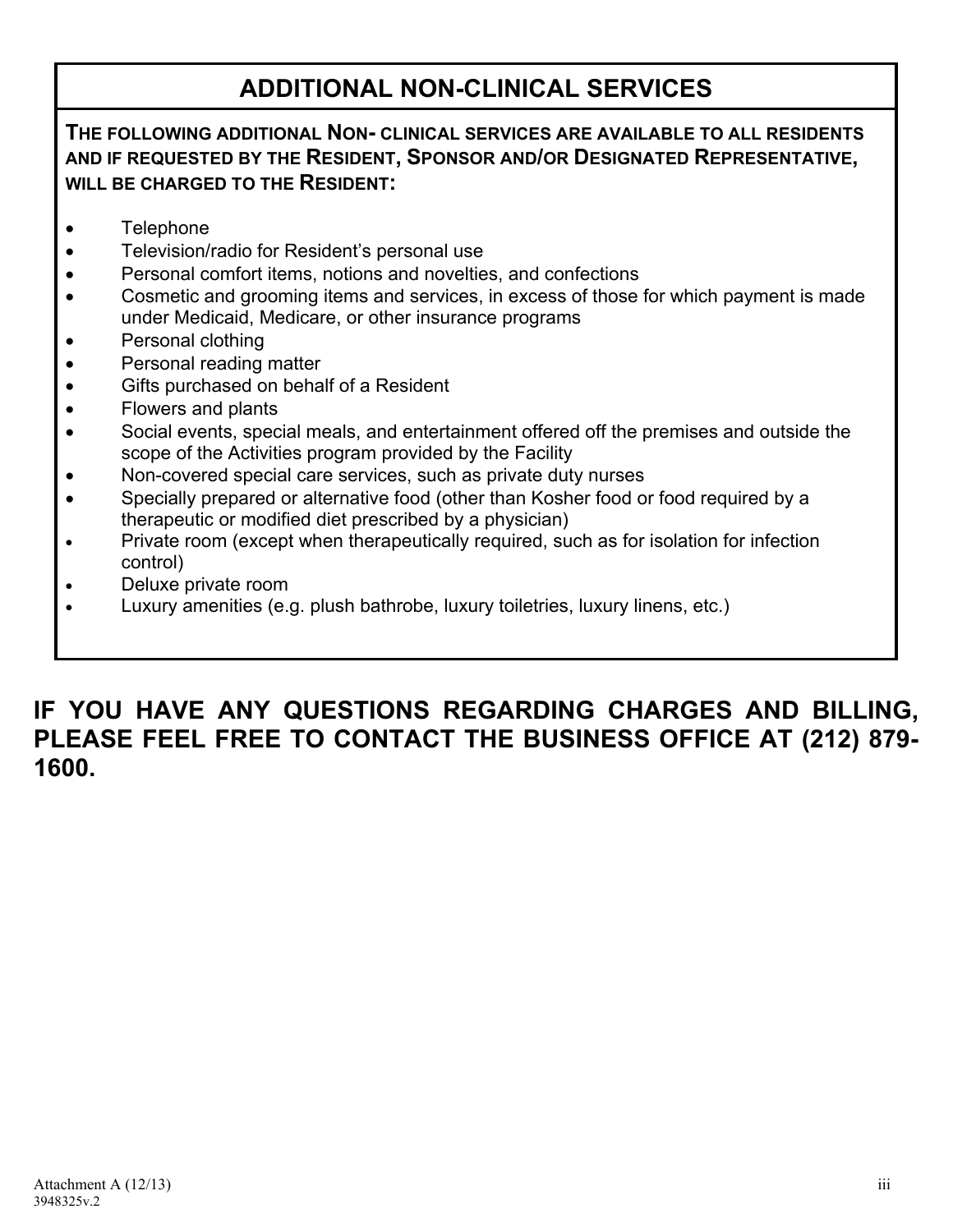## ADDITIONAL NON-CLINICAL SERVICES

**THE FOLLOWING ADDITIONAL NON- CLINICAL SERVICES ARE AVAILABLE TO ALL RESIDENTS AND IF REQUESTED BY THE RESIDENT, SPONSOR AND/OR DESIGNATED REPRESENTATIVE, WILL BE CHARGED TO THE RESIDENT:**

- Telephone
- Television/radio for Resident's personal use
- Personal comfort items, notions and novelties, and confections
- Cosmetic and grooming items and services, in excess of those for which payment is made under Medicaid, Medicare, or other insurance programs
- Personal clothing
- Personal reading matter
- Gifts purchased on behalf of a Resident
- Flowers and plants
- Social events, special meals, and entertainment offered off the premises and outside the scope of the Activities program provided by the Facility
- Non-covered special care services, such as private duty nurses
- Specially prepared or alternative food (other than Kosher food or food required by a therapeutic or modified diet prescribed by a physician)
- Private room (except when therapeutically required, such as for isolation for infection control)
- Deluxe private room
- Luxury amenities (e.g. plush bathrobe, luxury toiletries, luxury linens, etc.)

**IF YOU HAVE ANY QUESTIONS REGARDING CHARGES AND BILLING, PLEASE FEEL FREE TO CONTACT THE BUSINESS OFFICE AT (212) 879-1600.**

Attachment A (12/13)
3948325v.2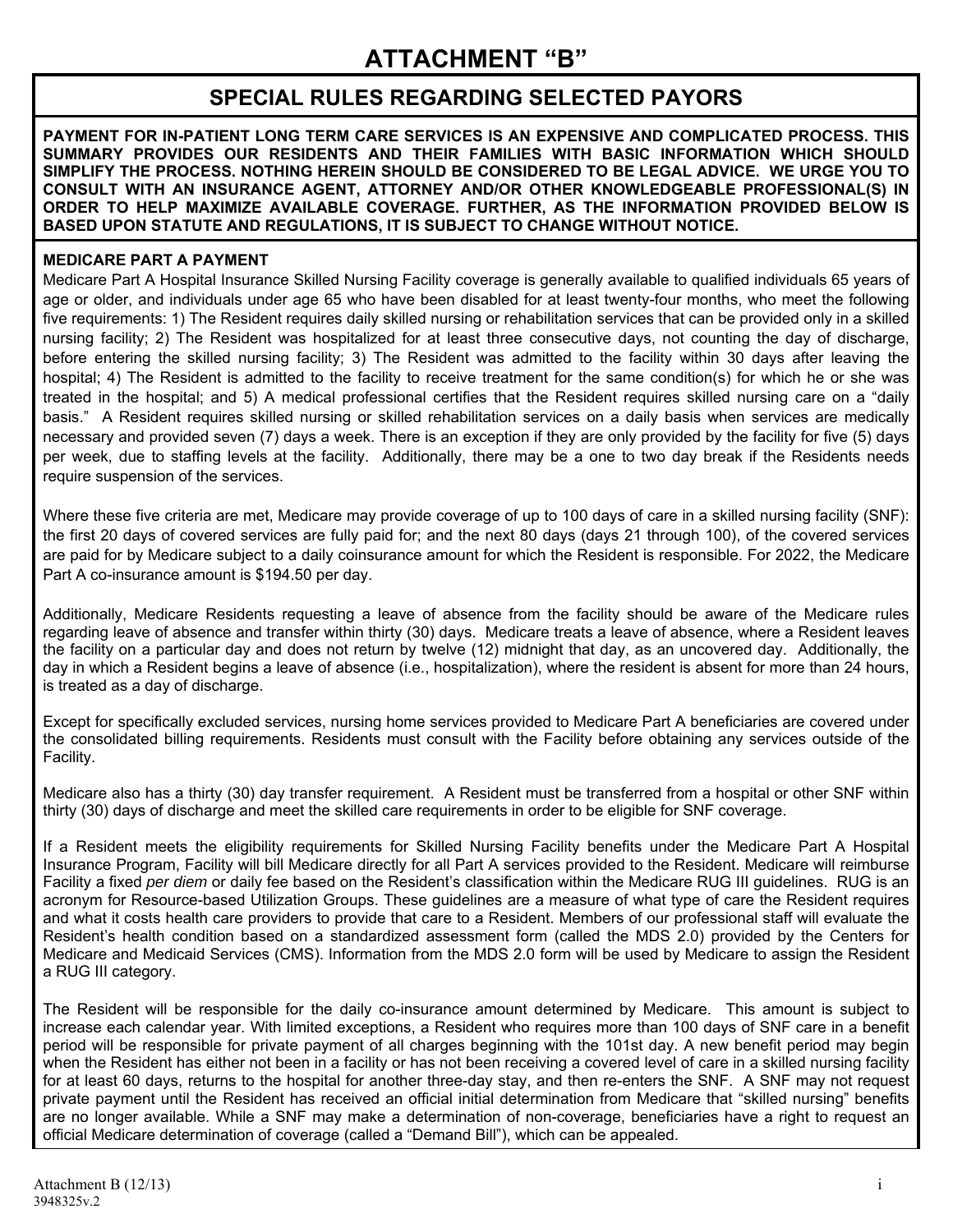# ATTACHMENT "B"

## SPECIAL RULES REGARDING SELECTED PAYORS

**PAYMENT FOR IN-PATIENT LONG TERM CARE SERVICES IS AN EXPENSIVE AND COMPLICATED PROCESS. THIS SUMMARY PROVIDES OUR RESIDENTS AND THEIR FAMILIES WITH BASIC INFORMATION WHICH SHOULD SIMPLIFY THE PROCESS. NOTHING HEREIN SHOULD BE CONSIDERED TO BE LEGAL ADVICE. WE URGE YOU TO CONSULT WITH AN INSURANCE AGENT, ATTORNEY AND/OR OTHER KNOWLEDGEABLE PROFESSIONAL(S) IN ORDER TO HELP MAXIMIZE AVAILABLE COVERAGE. FURTHER, AS THE INFORMATION PROVIDED BELOW IS BASED UPON STATUTE AND REGULATIONS, IT IS SUBJECT TO CHANGE WITHOUT NOTICE.**

**MEDICARE PART A PAYMENT**

Medicare Part A Hospital Insurance Skilled Nursing Facility coverage is generally available to qualified individuals 65 years of age or older, and individuals under age 65 who have been disabled for at least twenty-four months, who meet the following five requirements: 1) The Resident requires daily skilled nursing or rehabilitation services that can be provided only in a skilled nursing facility; 2) The Resident was hospitalized for at least three consecutive days, not counting the day of discharge, before entering the skilled nursing facility; 3) The Resident was admitted to the facility within 30 days after leaving the hospital; 4) The Resident is admitted to the facility to receive treatment for the same condition(s) for which he or she was treated in the hospital; and 5) A medical professional certifies that the Resident requires skilled nursing care on a "daily basis." A Resident requires skilled nursing or skilled rehabilitation services on a daily basis when services are medically necessary and provided seven (7) days a week. There is an exception if they are only provided by the facility for five (5) days per week, due to staffing levels at the facility. Additionally, there may be a one to two day break if the Residents needs require suspension of the services.

Where these five criteria are met, Medicare may provide coverage of up to 100 days of care in a skilled nursing facility (SNF): the first 20 days of covered services are fully paid for; and the next 80 days (days 21 through 100), of the covered services are paid for by Medicare subject to a daily coinsurance amount for which the Resident is responsible. For 2022, the Medicare Part A co-insurance amount is $194.50 per day.

Additionally, Medicare Residents requesting a leave of absence from the facility should be aware of the Medicare rules regarding leave of absence and transfer within thirty (30) days. Medicare treats a leave of absence, where a Resident leaves the facility on a particular day and does not return by twelve (12) midnight that day, as an uncovered day. Additionally, the day in which a Resident begins a leave of absence (i.e., hospitalization), where the resident is absent for more than 24 hours, is treated as a day of discharge.

Except for specifically excluded services, nursing home services provided to Medicare Part A beneficiaries are covered under the consolidated billing requirements. Residents must consult with the Facility before obtaining any services outside of the Facility.

Medicare also has a thirty (30) day transfer requirement. A Resident must be transferred from a hospital or other SNF within thirty (30) days of discharge and meet the skilled care requirements in order to be eligible for SNF coverage.

If a Resident meets the eligibility requirements for Skilled Nursing Facility benefits under the Medicare Part A Hospital Insurance Program, Facility will bill Medicare directly for all Part A services provided to the Resident. Medicare will reimburse Facility a fixed *per diem* or daily fee based on the Resident's classification within the Medicare RUG III guidelines. RUG is an acronym for Resource-based Utilization Groups. These guidelines are a measure of what type of care the Resident requires and what it costs health care providers to provide that care to a Resident. Members of our professional staff will evaluate the Resident's health condition based on a standardized assessment form (called the MDS 2.0) provided by the Centers for Medicare and Medicaid Services (CMS). Information from the MDS 2.0 form will be used by Medicare to assign the Resident a RUG III category.

The Resident will be responsible for the daily co-insurance amount determined by Medicare. This amount is subject to increase each calendar year. With limited exceptions, a Resident who requires more than 100 days of SNF care in a benefit period will be responsible for private payment of all charges beginning with the 101st day. A new benefit period may begin when the Resident has either not been in a facility or has not been receiving a covered level of care in a skilled nursing facility for at least 60 days, returns to the hospital for another three-day stay, and then re-enters the SNF. A SNF may not request private payment until the Resident has received an official initial determination from Medicare that "skilled nursing" benefits are no longer available. While a SNF may make a determination of non-coverage, beneficiaries have a right to request an official Medicare determination of coverage (called a "Demand Bill"), which can be appealed.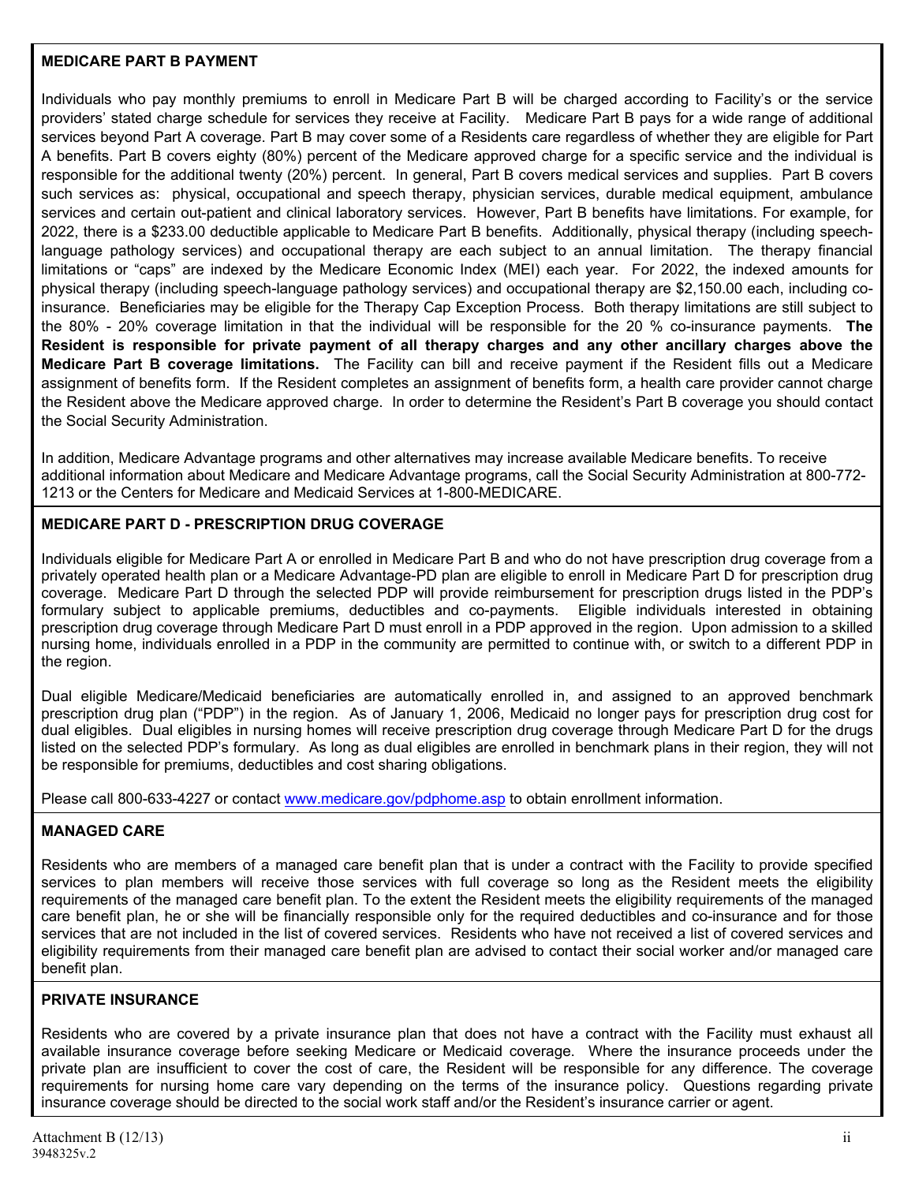## MEDICARE PART B PAYMENT

Individuals who pay monthly premiums to enroll in Medicare Part B will be charged according to Facility's or the service providers' stated charge schedule for services they receive at Facility. Medicare Part B pays for a wide range of additional services beyond Part A coverage. Part B may cover some of a Residents care regardless of whether they are eligible for Part A benefits. Part B covers eighty (80%) percent of the Medicare approved charge for a specific service and the individual is responsible for the additional twenty (20%) percent. In general, Part B covers medical services and supplies. Part B covers such services as: physical, occupational and speech therapy, physician services, durable medical equipment, ambulance services and certain out-patient and clinical laboratory services. However, Part B benefits have limitations. For example, for 2022, there is a $233.00 deductible applicable to Medicare Part B benefits. Additionally, physical therapy (including speech-language pathology services) and occupational therapy are each subject to an annual limitation. The therapy financial limitations or "caps" are indexed by the Medicare Economic Index (MEI) each year. For 2022, the indexed amounts for physical therapy (including speech-language pathology services) and occupational therapy are $2,150.00 each, including co-insurance. Beneficiaries may be eligible for the Therapy Cap Exception Process. Both therapy limitations are still subject to the 80% - 20% coverage limitation in that the individual will be responsible for the 20 % co-insurance payments. **The Resident is responsible for private payment of all therapy charges and any other ancillary charges above the Medicare Part B coverage limitations.** The Facility can bill and receive payment if the Resident fills out a Medicare assignment of benefits form. If the Resident completes an assignment of benefits form, a health care provider cannot charge the Resident above the Medicare approved charge. In order to determine the Resident's Part B coverage you should contact the Social Security Administration.

In addition, Medicare Advantage programs and other alternatives may increase available Medicare benefits. To receive additional information about Medicare and Medicare Advantage programs, call the Social Security Administration at 800-772-1213 or the Centers for Medicare and Medicaid Services at 1-800-MEDICARE.

## MEDICARE PART D - PRESCRIPTION DRUG COVERAGE

Individuals eligible for Medicare Part A or enrolled in Medicare Part B and who do not have prescription drug coverage from a privately operated health plan or a Medicare Advantage-PD plan are eligible to enroll in Medicare Part D for prescription drug coverage. Medicare Part D through the selected PDP will provide reimbursement for prescription drugs listed in the PDP's formulary subject to applicable premiums, deductibles and co-payments. Eligible individuals interested in obtaining prescription drug coverage through Medicare Part D must enroll in a PDP approved in the region. Upon admission to a skilled nursing home, individuals enrolled in a PDP in the community are permitted to continue with, or switch to a different PDP in the region.

Dual eligible Medicare/Medicaid beneficiaries are automatically enrolled in, and assigned to an approved benchmark prescription drug plan ("PDP") in the region. As of January 1, 2006, Medicaid no longer pays for prescription drug cost for dual eligibles. Dual eligibles in nursing homes will receive prescription drug coverage through Medicare Part D for the drugs listed on the selected PDP's formulary. As long as dual eligibles are enrolled in benchmark plans in their region, they will not be responsible for premiums, deductibles and cost sharing obligations.

Please call 800-633-4227 or contact www.medicare.gov/pdphome.asp to obtain enrollment information.

## MANAGED CARE

Residents who are members of a managed care benefit plan that is under a contract with the Facility to provide specified services to plan members will receive those services with full coverage so long as the Resident meets the eligibility requirements of the managed care benefit plan. To the extent the Resident meets the eligibility requirements of the managed care benefit plan, he or she will be financially responsible only for the required deductibles and co-insurance and for those services that are not included in the list of covered services. Residents who have not received a list of covered services and eligibility requirements from their managed care benefit plan are advised to contact their social worker and/or managed care benefit plan.

## PRIVATE INSURANCE

Residents who are covered by a private insurance plan that does not have a contract with the Facility must exhaust all available insurance coverage before seeking Medicare or Medicaid coverage. Where the insurance proceeds under the private plan are insufficient to cover the cost of care, the Resident will be responsible for any difference. The coverage requirements for nursing home care vary depending on the terms of the insurance policy. Questions regarding private insurance coverage should be directed to the social work staff and/or the Resident's insurance carrier or agent.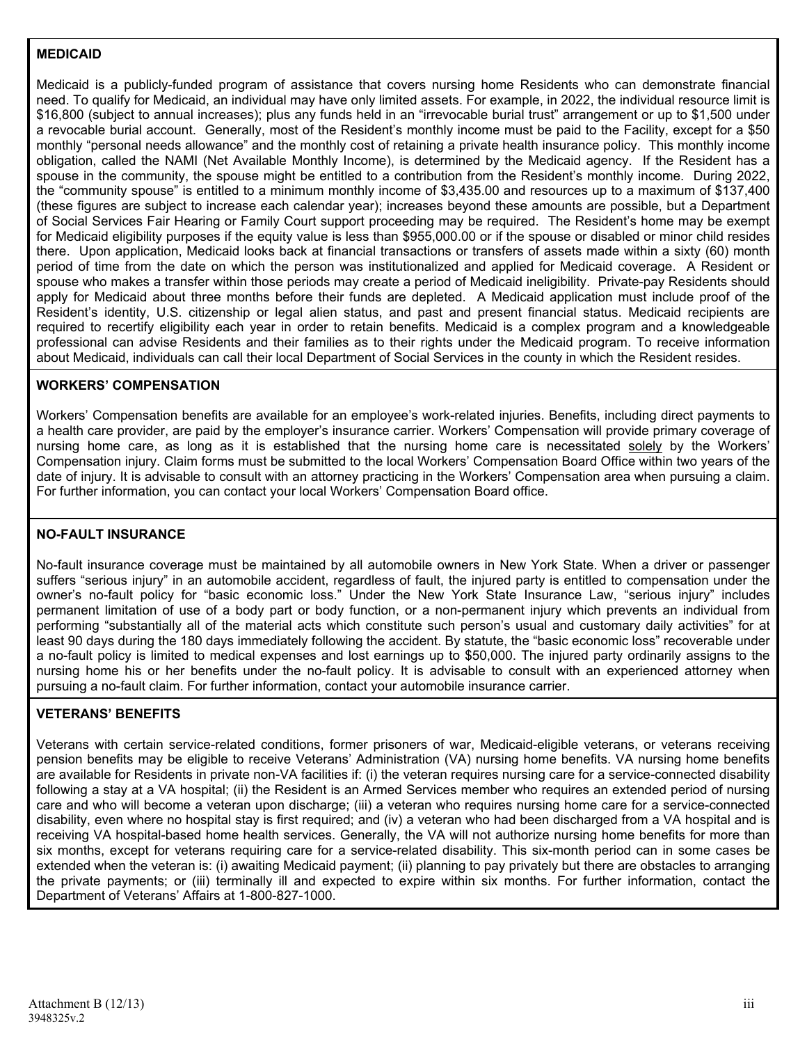## MEDICAID

Medicaid is a publicly-funded program of assistance that covers nursing home Residents who can demonstrate financial need. To qualify for Medicaid, an individual may have only limited assets. For example, in 2022, the individual resource limit is $16,800 (subject to annual increases); plus any funds held in an "irrevocable burial trust" arrangement or up to $1,500 under a revocable burial account. Generally, most of the Resident's monthly income must be paid to the Facility, except for a $50 monthly "personal needs allowance" and the monthly cost of retaining a private health insurance policy. This monthly income obligation, called the NAMI (Net Available Monthly Income), is determined by the Medicaid agency. If the Resident has a spouse in the community, the spouse might be entitled to a contribution from the Resident's monthly income. During 2022, the "community spouse" is entitled to a minimum monthly income of $3,435.00 and resources up to a maximum of $137,400 (these figures are subject to increase each calendar year); increases beyond these amounts are possible, but a Department of Social Services Fair Hearing or Family Court support proceeding may be required. The Resident's home may be exempt for Medicaid eligibility purposes if the equity value is less than $955,000.00 or if the spouse or disabled or minor child resides there. Upon application, Medicaid looks back at financial transactions or transfers of assets made within a sixty (60) month period of time from the date on which the person was institutionalized and applied for Medicaid coverage. A Resident or spouse who makes a transfer within those periods may create a period of Medicaid ineligibility. Private-pay Residents should apply for Medicaid about three months before their funds are depleted. A Medicaid application must include proof of the Resident's identity, U.S. citizenship or legal alien status, and past and present financial status. Medicaid recipients are required to recertify eligibility each year in order to retain benefits. Medicaid is a complex program and a knowledgeable professional can advise Residents and their families as to their rights under the Medicaid program. To receive information about Medicaid, individuals can call their local Department of Social Services in the county in which the Resident resides.

## WORKERS' COMPENSATION

Workers' Compensation benefits are available for an employee's work-related injuries. Benefits, including direct payments to a health care provider, are paid by the employer's insurance carrier. Workers' Compensation will provide primary coverage of nursing home care, as long as it is established that the nursing home care is necessitated <u>solely</u> by the Workers' Compensation injury. Claim forms must be submitted to the local Workers' Compensation Board Office within two years of the date of injury. It is advisable to consult with an attorney practicing in the Workers' Compensation area when pursuing a claim. For further information, you can contact your local Workers' Compensation Board office.

## NO-FAULT INSURANCE

No-fault insurance coverage must be maintained by all automobile owners in New York State. When a driver or passenger suffers "serious injury" in an automobile accident, regardless of fault, the injured party is entitled to compensation under the owner's no-fault policy for "basic economic loss." Under the New York State Insurance Law, "serious injury" includes permanent limitation of use of a body part or body function, or a non-permanent injury which prevents an individual from performing "substantially all of the material acts which constitute such person's usual and customary daily activities" for at least 90 days during the 180 days immediately following the accident. By statute, the "basic economic loss" recoverable under a no-fault policy is limited to medical expenses and lost earnings up to $50,000. The injured party ordinarily assigns to the nursing home his or her benefits under the no-fault policy. It is advisable to consult with an experienced attorney when pursuing a no-fault claim. For further information, contact your automobile insurance carrier.

## VETERANS' BENEFITS

Veterans with certain service-related conditions, former prisoners of war, Medicaid-eligible veterans, or veterans receiving pension benefits may be eligible to receive Veterans' Administration (VA) nursing home benefits. VA nursing home benefits are available for Residents in private non-VA facilities if: (i) the veteran requires nursing care for a service-connected disability following a stay at a VA hospital; (ii) the Resident is an Armed Services member who requires an extended period of nursing care and who will become a veteran upon discharge; (iii) a veteran who requires nursing home care for a service-connected disability, even where no hospital stay is first required; and (iv) a veteran who had been discharged from a VA hospital and is receiving VA hospital-based home health services. Generally, the VA will not authorize nursing home benefits for more than six months, except for veterans requiring care for a service-related disability. This six-month period can in some cases be extended when the veteran is: (i) awaiting Medicaid payment; (ii) planning to pay privately but there are obstacles to arranging the private payments; or (iii) terminally ill and expected to expire within six months. For further information, contact the Department of Veterans' Affairs at 1-800-827-1000.

Attachment B (12/13)
3948325v.2